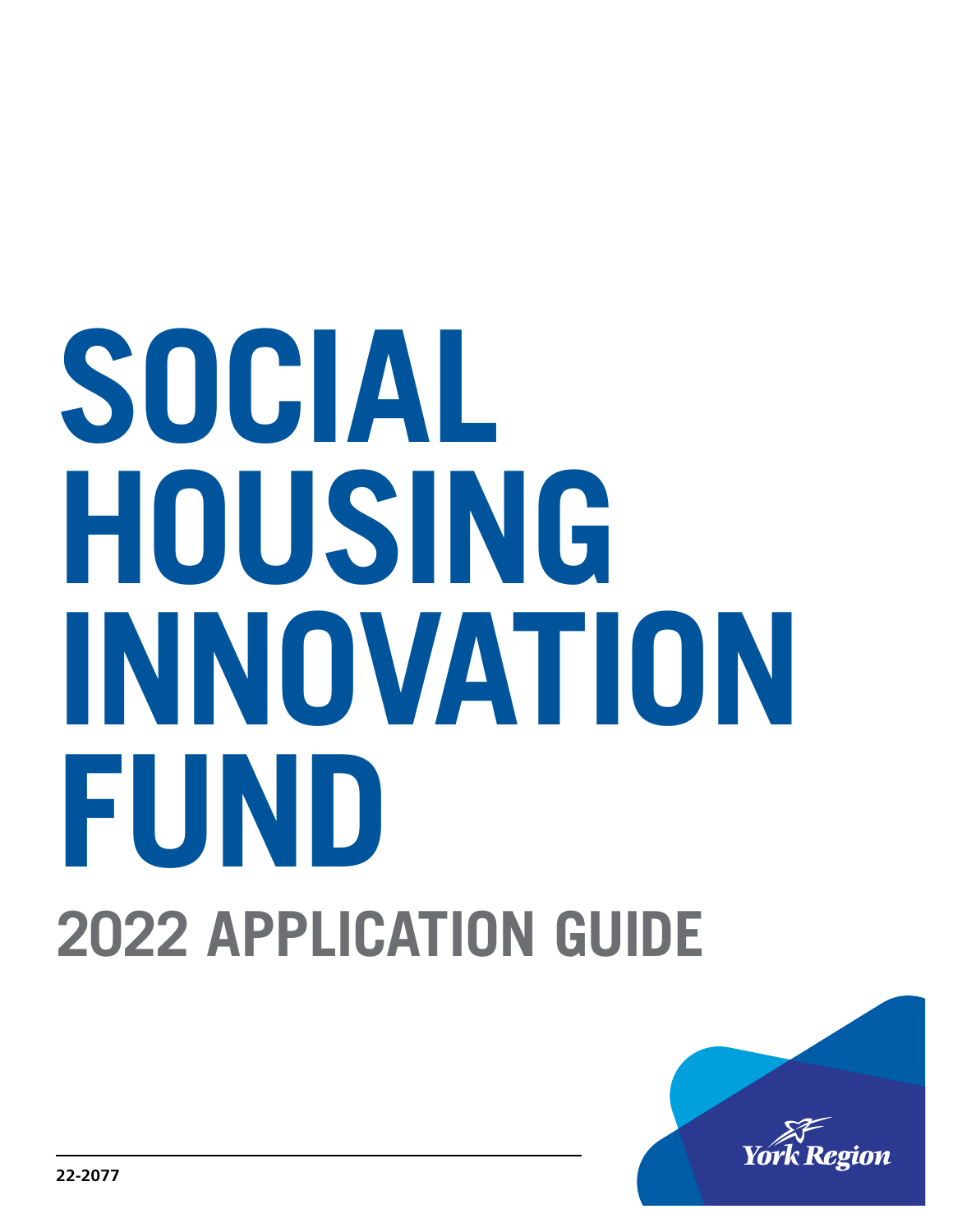# SOCIAL HOUSING INNOVATION FUND

## 2022 APPLICATION GUIDE

York Region

22-2077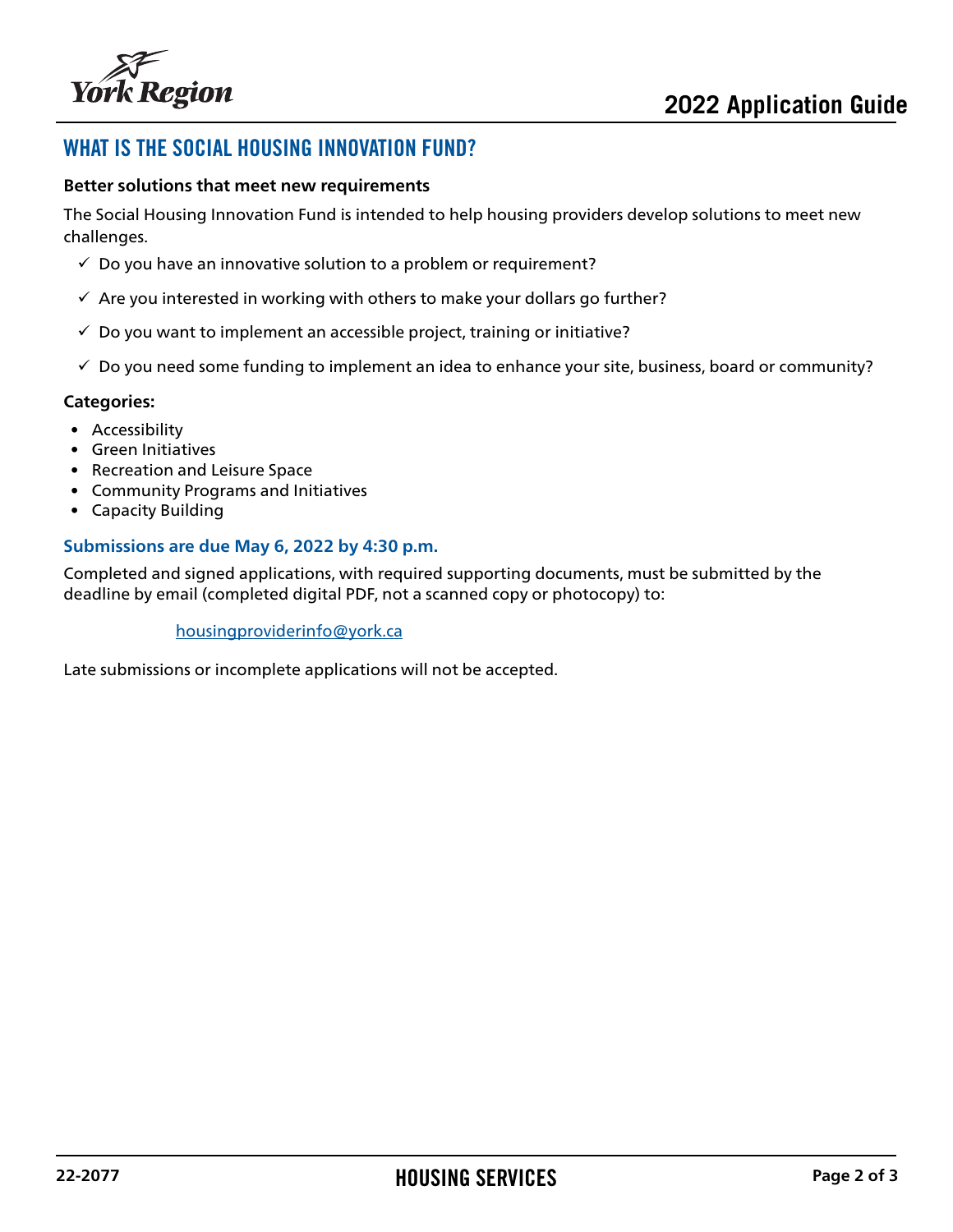# WHAT IS THE SOCIAL HOUSING INNOVATION FUND?

**Better solutions that meet new requirements**

The Social Housing Innovation Fund is intended to help housing providers develop solutions to meet new challenges.

- ✓ Do you have an innovative solution to a problem or requirement?
- ✓ Are you interested in working with others to make your dollars go further?
- ✓ Do you want to implement an accessible project, training or initiative?
- ✓ Do you need some funding to implement an idea to enhance your site, business, board or community?

**Categories:**

- Accessibility
- Green Initiatives
- Recreation and Leisure Space
- Community Programs and Initiatives
- Capacity Building

**Submissions are due May 6, 2022 by 4:30 p.m.**

Completed and signed applications, with required supporting documents, must be submitted by the deadline by email (completed digital PDF, not a scanned copy or photocopy) to:

housingproviderinfo@york.ca

Late submissions or incomplete applications will not be accepted.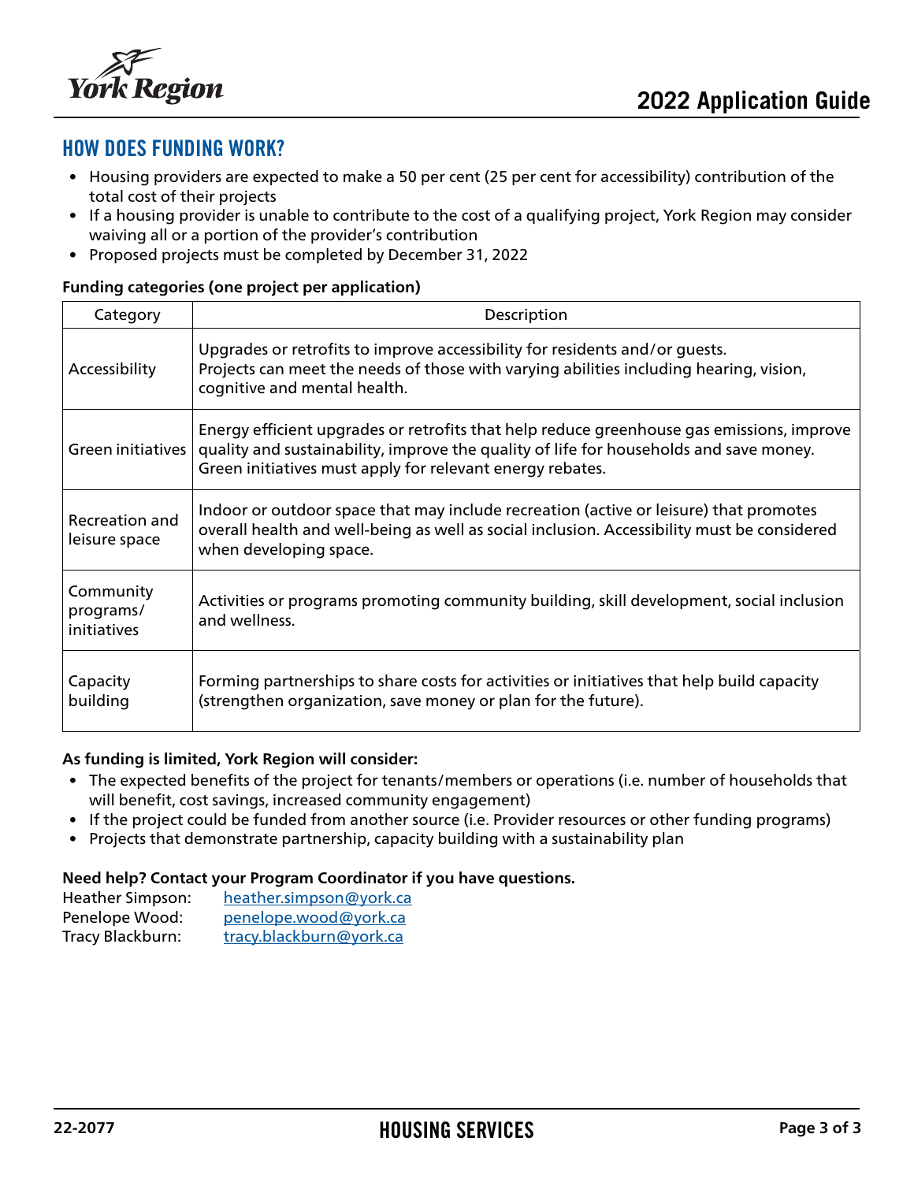## HOW DOES FUNDING WORK?

- Housing providers are expected to make a 50 per cent (25 per cent for accessibility) contribution of the total cost of their projects
- If a housing provider is unable to contribute to the cost of a qualifying project, York Region may consider waiving all or a portion of the provider's contribution
- Proposed projects must be completed by December 31, 2022

**Funding categories (one project per application)**

| Category | Description |
|---|---|
| Accessibility | Upgrades or retrofits to improve accessibility for residents and/or guests. Projects can meet the needs of those with varying abilities including hearing, vision, cognitive and mental health. |
| Green initiatives | Energy efficient upgrades or retrofits that help reduce greenhouse gas emissions, improve quality and sustainability, improve the quality of life for households and save money. Green initiatives must apply for relevant energy rebates. |
| Recreation and leisure space | Indoor or outdoor space that may include recreation (active or leisure) that promotes overall health and well-being as well as social inclusion. Accessibility must be considered when developing space. |
| Community programs/ initiatives | Activities or programs promoting community building, skill development, social inclusion and wellness. |
| Capacity building | Forming partnerships to share costs for activities or initiatives that help build capacity (strengthen organization, save money or plan for the future). |

**As funding is limited, York Region will consider:**

- The expected benefits of the project for tenants/members or operations (i.e. number of households that will benefit, cost savings, increased community engagement)
- If the project could be funded from another source (i.e. Provider resources or other funding programs)
- Projects that demonstrate partnership, capacity building with a sustainability plan

**Need help? Contact your Program Coordinator if you have questions.**

Heather Simpson: heather.simpson@york.ca
Penelope Wood: penelope.wood@york.ca
Tracy Blackburn: tracy.blackburn@york.ca